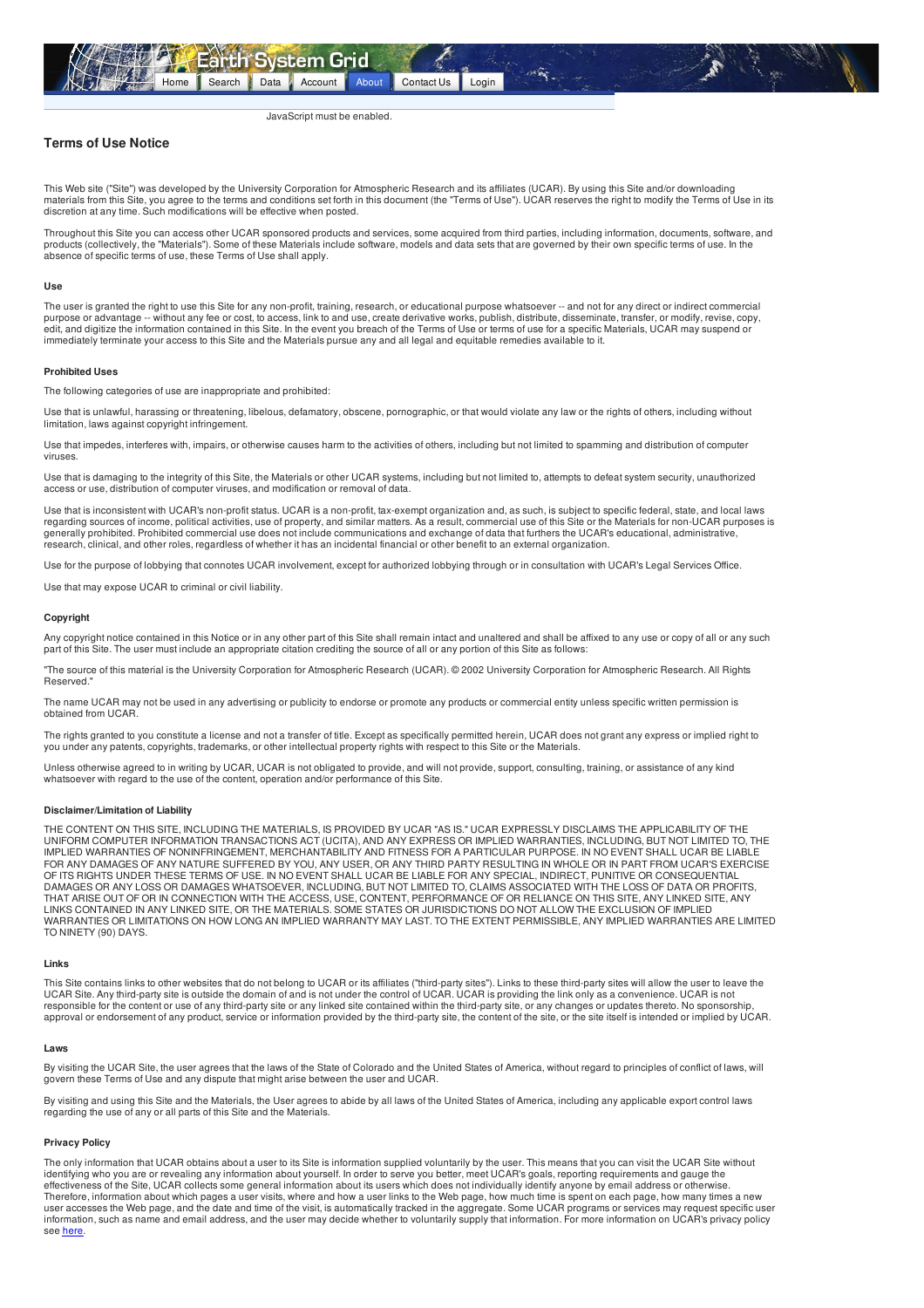Earth System Grid

Home | Search | Data | Account | About | Contact Us | Login

JavaScript must be enabled.

## Terms of Use Notice

This Web site ("Site") was developed by the University Corporation for Atmospheric Research and its affiliates (UCAR). By using this Site and/or downloading materials from this Site, you agree to the terms and conditions set forth in this document (the "Terms of Use"). UCAR reserves the right to modify the Terms of Use in its discretion at any time. Such modifications will be effective when posted.

Throughout this Site you can access other UCAR sponsored products and services, some acquired from third parties, including information, documents, software, and products (collectively, the "Materials"). Some of these Materials include software, models and data sets that are governed by their own specific terms of use. In the absence of specific terms of use, these Terms of Use shall apply.

### Use

The user is granted the right to use this Site for any non-profit, training, research, or educational purpose whatsoever -- and not for any direct or indirect commercial purpose or advantage -- without any fee or cost, to access, link to and use, create derivative works, publish, distribute, disseminate, transfer, or modify, revise, copy, edit, and digitize the information contained in this Site. In the event you breach of the Terms of Use or terms of use for a specific Materials, UCAR may suspend or immediately terminate your access to this Site and the Materials pursue any and all legal and equitable remedies available to it.

### Prohibited Uses

The following categories of use are inappropriate and prohibited:

Use that is unlawful, harassing or threatening, libelous, defamatory, obscene, pornographic, or that would violate any law or the rights of others, including without limitation, laws against copyright infringement.

Use that impedes, interferes with, impairs, or otherwise causes harm to the activities of others, including but not limited to spamming and distribution of computer viruses.

Use that is damaging to the integrity of this Site, the Materials or other UCAR systems, including but not limited to, attempts to defeat system security, unauthorized access or use, distribution of computer viruses, and modification or removal of data.

Use that is inconsistent with UCAR's non-profit status. UCAR is a non-profit, tax-exempt organization and, as such, is subject to specific federal, state, and local laws regarding sources of income, political activities, use of property, and similar matters. As a result, commercial use of this Site or the Materials for non-UCAR purposes is generally prohibited. Prohibited commercial use does not include communications and exchange of data that furthers the UCAR's educational, administrative, research, clinical, and other roles, regardless of whether it has an incidental financial or other benefit to an external organization.

Use for the purpose of lobbying that connotes UCAR involvement, except for authorized lobbying through or in consultation with UCAR's Legal Services Office.

Use that may expose UCAR to criminal or civil liability.

### Copyright

Any copyright notice contained in this Notice or in any other part of this Site shall remain intact and unaltered and shall be affixed to any use or copy of all or any such part of this Site. The user must include an appropriate citation crediting the source of all or any portion of this Site as follows:

"The source of this material is the University Corporation for Atmospheric Research (UCAR). © 2002 University Corporation for Atmospheric Research. All Rights Reserved."

The name UCAR may not be used in any advertising or publicity to endorse or promote any products or commercial entity unless specific written permission is obtained from UCAR.

The rights granted to you constitute a license and not a transfer of title. Except as specifically permitted herein, UCAR does not grant any express or implied right to you under any patents, copyrights, trademarks, or other intellectual property rights with respect to this Site or the Materials.

Unless otherwise agreed to in writing by UCAR, UCAR is not obligated to provide, and will not provide, support, consulting, training, or assistance of any kind whatsoever with regard to the use of the content, operation and/or performance of this Site.

### Disclaimer/Limitation of Liability

THE CONTENT ON THIS SITE, INCLUDING THE MATERIALS, IS PROVIDED BY UCAR "AS IS." UCAR EXPRESSLY DISCLAIMS THE APPLICABILITY OF THE UNIFORM COMPUTER INFORMATION TRANSACTIONS ACT (UCITA), AND ANY EXPRESS OR IMPLIED WARRANTIES, INCLUDING, BUT NOT LIMITED TO, THE IMPLIED WARRANTIES OF NONINFRINGEMENT, MERCHANTABILITY AND FITNESS FOR A PARTICULAR PURPOSE. IN NO EVENT SHALL UCAR BE LIABLE FOR ANY DAMAGES OF ANY NATURE SUFFERED BY YOU, ANY USER, OR ANY THIRD PARTY RESULTING IN WHOLE OR IN PART FROM UCAR'S EXERCISE OF ITS RIGHTS UNDER THESE TERMS OF USE. IN NO EVENT SHALL UCAR BE LIABLE FOR ANY SPECIAL, INDIRECT, PUNITIVE OR CONSEQUENTIAL DAMAGES OR ANY LOSS OR DAMAGES WHATSOEVER, INCLUDING, BUT NOT LIMITED TO, CLAIMS ASSOCIATED WITH THE LOSS OF DATA OR PROFITS, THAT ARISE OUT OF OR IN CONNECTION WITH THE ACCESS, USE, CONTENT, PERFORMANCE OF OR RELIANCE ON THIS SITE, ANY LINKED SITE, ANY LINKS CONTAINED IN ANY LINKED SITE, OR THE MATERIALS. SOME STATES OR JURISDICTIONS DO NOT ALLOW THE EXCLUSION OF IMPLIED WARRANTIES OR LIMITATIONS ON HOW LONG AN IMPLIED WARRANTY MAY LAST. TO THE EXTENT PERMISSIBLE, ANY IMPLIED WARRANTIES ARE LIMITED TO NINETY (90) DAYS.

### Links

This Site contains links to other websites that do not belong to UCAR or its affiliates ("third-party sites"). Links to these third-party sites will allow the user to leave the UCAR Site. Any third-party site is outside the domain of and is not under the control of UCAR. UCAR is providing the link only as a convenience. UCAR is not responsible for the content or use of any third-party site or any linked site contained within the third-party site, or any changes or updates thereto. No sponsorship, approval or endorsement of any product, service or information provided by the third-party site, the content of the site, or the site itself is intended or implied by UCAR.

### Laws

By visiting the UCAR Site, the user agrees that the laws of the State of Colorado and the United States of America, without regard to principles of conflict of laws, will govern these Terms of Use and any dispute that might arise between the user and UCAR.

By visiting and using this Site and the Materials, the User agrees to abide by all laws of the United States of America, including any applicable export control laws regarding the use of any or all parts of this Site and the Materials.

### Privacy Policy

The only information that UCAR obtains about a user to its Site is information supplied voluntarily by the user. This means that you can visit the UCAR Site without identifying who you are or revealing any information about yourself. In order to serve you better, meet UCAR's goals, reporting requirements and gauge the effectiveness of the Site, UCAR collects some general information about its users which does not individually identify anyone by email address or otherwise. Therefore, information about which pages a user visits, where and how a user links to the Web page, how much time is spent on each page, how many times a new user accesses the Web page, and the date and time of the visit, is automatically tracked in the aggregate. Some UCAR programs or services may request specific user information, such as name and email address, and the user may decide whether to voluntarily supply that information. For more information on UCAR's privacy policy see here.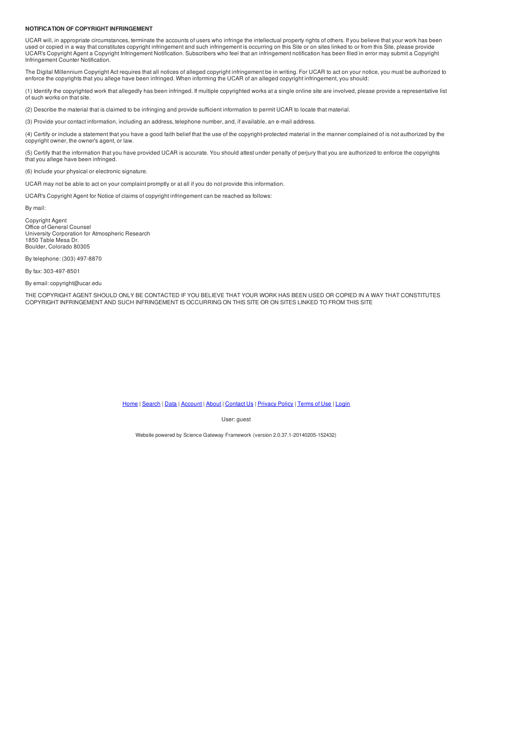**NOTIFICATION OF COPYRIGHT INFRINGEMENT**

UCAR will, in appropriate circumstances, terminate the accounts of users who infringe the intellectual property rights of others. If you believe that your work has been used or copied in a way that constitutes copyright infringement and such infringement is occurring on this Site or on sites linked to or from this Site, please provide UCAR's Copyright Agent a Copyright Infringement Notification. Subscribers who feel that an infringement notification has been filed in error may submit a Copyright Infringement Counter Notification.

The Digital Millennium Copyright Act requires that all notices of alleged copyright infringement be in writing. For UCAR to act on your notice, you must be authorized to enforce the copyrights that you allege have been infringed. When informing the UCAR of an alleged copyright infringement, you should:

(1) Identify the copyrighted work that allegedly has been infringed. If multiple copyrighted works at a single online site are involved, please provide a representative list of such works on that site.

(2) Describe the material that is claimed to be infringing and provide sufficient information to permit UCAR to locate that material.

(3) Provide your contact information, including an address, telephone number, and, if available, an e-mail address.

(4) Certify or include a statement that you have a good faith belief that the use of the copyright-protected material in the manner complained of is not authorized by the copyright owner, the owner's agent, or law.

(5) Certify that the information that you have provided UCAR is accurate. You should attest under penalty of perjury that you are authorized to enforce the copyrights that you allege have been infringed.

(6) Include your physical or electronic signature.

UCAR may not be able to act on your complaint promptly or at all if you do not provide this information.

UCAR's Copyright Agent for Notice of claims of copyright infringement can be reached as follows:

By mail:

Copyright Agent
Office of General Counsel
University Corporation for Atmospheric Research
1850 Table Mesa Dr.
Boulder, Colorado 80305

By telephone: (303) 497-8870

By fax: 303-497-8501

By email: copyright@ucar.edu

THE COPYRIGHT AGENT SHOULD ONLY BE CONTACTED IF YOU BELIEVE THAT YOUR WORK HAS BEEN USED OR COPIED IN A WAY THAT CONSTITUTES COPYRIGHT INFRINGEMENT AND SUCH INFRINGEMENT IS OCCURRING ON THIS SITE OR ON SITES LINKED TO FROM THIS SITE

Home | Search | Data | Account | About | Contact Us | Privacy Policy | Terms of Use | Login

User: guest

Website powered by Science Gateway Framework (version 2.0.37.1-20140205-152432)